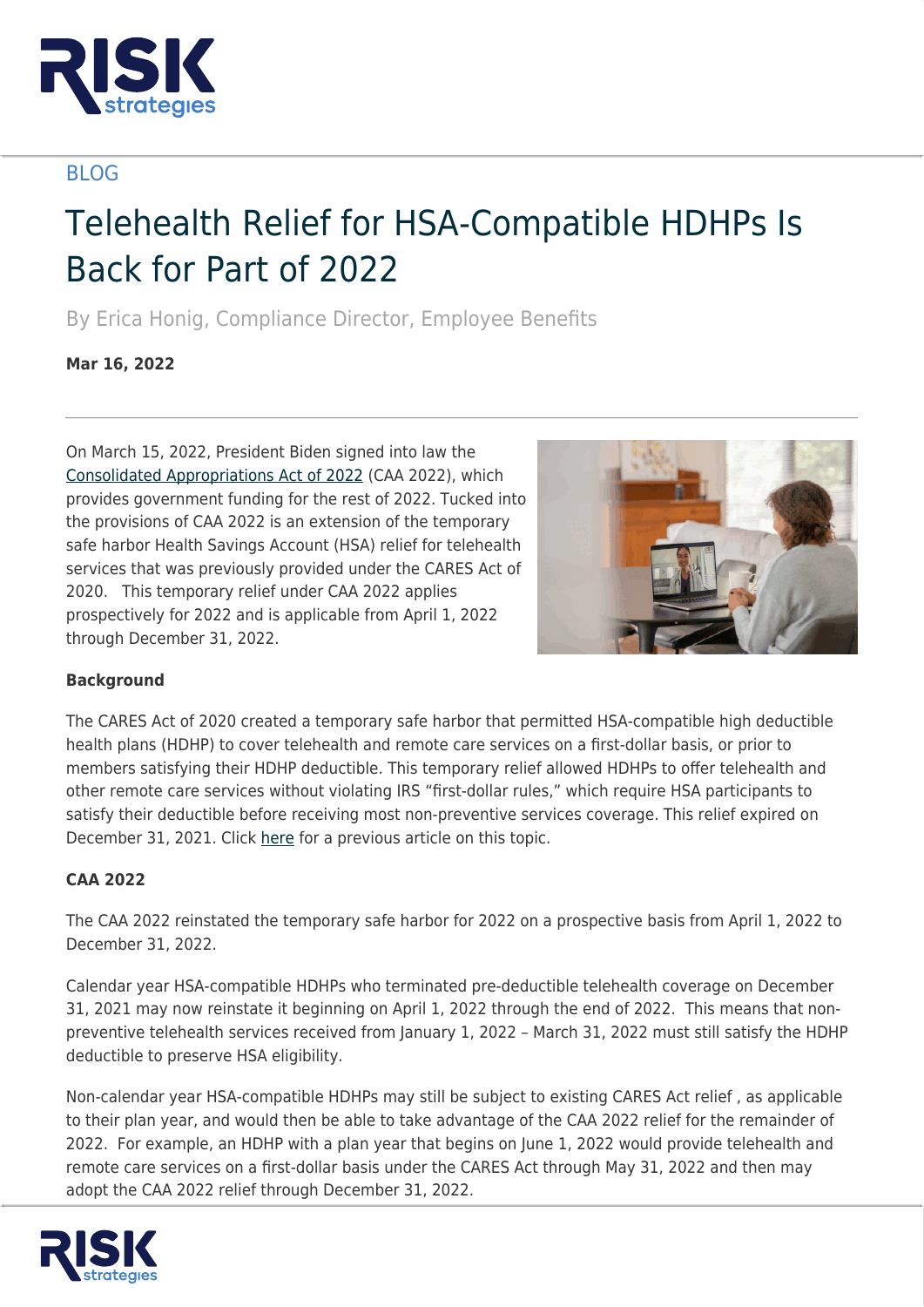BLOG

# Telehealth Relief for HSA-Compatible HDHPs Is Back for Part of 2022

By Erica Honig, Compliance Director, Employee Benefits

**Mar 16, 2022**

On March 15, 2022, President Biden signed into law the Consolidated Appropriations Act of 2022 (CAA 2022), which provides government funding for the rest of 2022. Tucked into the provisions of CAA 2022 is an extension of the temporary safe harbor Health Savings Account (HSA) relief for telehealth services that was previously provided under the CARES Act of 2020. This temporary relief under CAA 2022 applies prospectively for 2022 and is applicable from April 1, 2022 through December 31, 2022.

**Background**

The CARES Act of 2020 created a temporary safe harbor that permitted HSA-compatible high deductible health plans (HDHP) to cover telehealth and remote care services on a first-dollar basis, or prior to members satisfying their HDHP deductible. This temporary relief allowed HDHPs to offer telehealth and other remote care services without violating IRS "first-dollar rules," which require HSA participants to satisfy their deductible before receiving most non-preventive services coverage. This relief expired on December 31, 2021. Click here for a previous article on this topic.

**CAA 2022**

The CAA 2022 reinstated the temporary safe harbor for 2022 on a prospective basis from April 1, 2022 to December 31, 2022.

Calendar year HSA-compatible HDHPs who terminated pre-deductible telehealth coverage on December 31, 2021 may now reinstate it beginning on April 1, 2022 through the end of 2022. This means that non-preventive telehealth services received from January 1, 2022 – March 31, 2022 must still satisfy the HDHP deductible to preserve HSA eligibility.

Non-calendar year HSA-compatible HDHPs may still be subject to existing CARES Act relief , as applicable to their plan year, and would then be able to take advantage of the CAA 2022 relief for the remainder of 2022. For example, an HDHP with a plan year that begins on June 1, 2022 would provide telehealth and remote care services on a first-dollar basis under the CARES Act through May 31, 2022 and then may adopt the CAA 2022 relief through December 31, 2022.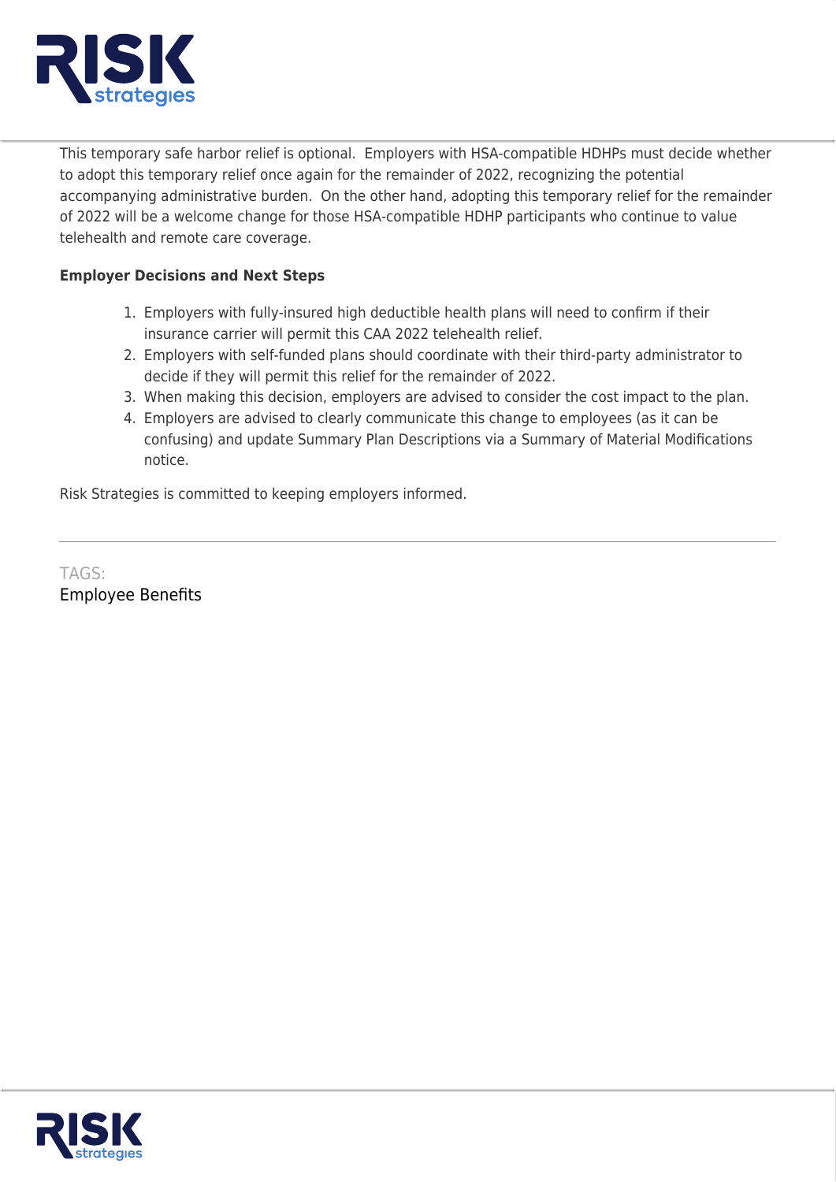This temporary safe harbor relief is optional. Employers with HSA-compatible HDHPs must decide whether to adopt this temporary relief once again for the remainder of 2022, recognizing the potential accompanying administrative burden. On the other hand, adopting this temporary relief for the remainder of 2022 will be a welcome change for those HSA-compatible HDHP participants who continue to value telehealth and remote care coverage.

**Employer Decisions and Next Steps**

1. Employers with fully-insured high deductible health plans will need to confirm if their insurance carrier will permit this CAA 2022 telehealth relief.
2. Employers with self-funded plans should coordinate with their third-party administrator to decide if they will permit this relief for the remainder of 2022.
3. When making this decision, employers are advised to consider the cost impact to the plan.
4. Employers are advised to clearly communicate this change to employees (as it can be confusing) and update Summary Plan Descriptions via a Summary of Material Modifications notice.

Risk Strategies is committed to keeping employers informed.

---

TAGS:
Employee Benefits